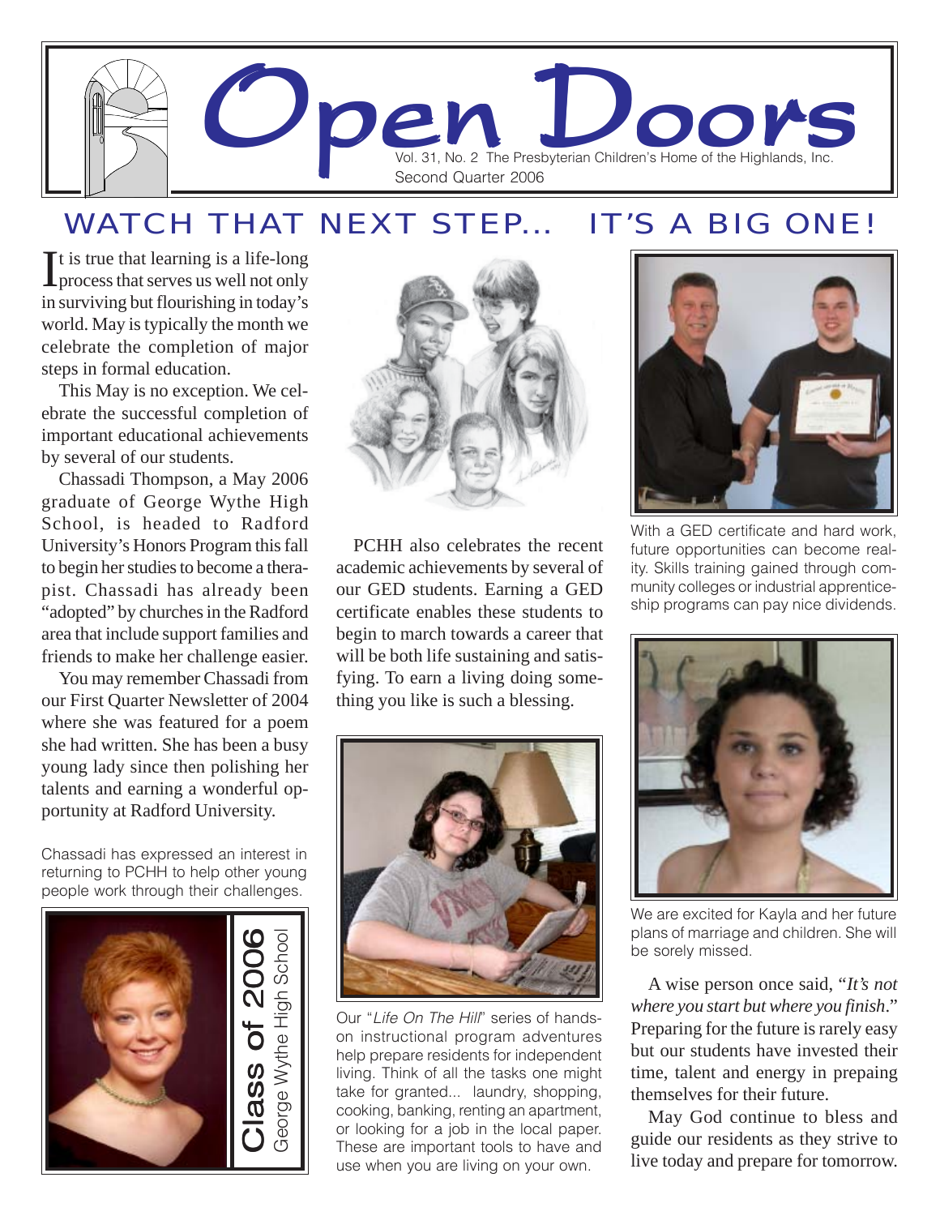# Open Doors

Vol. 31, No. 2 The Presbyterian Children's Home of the Highlands, Inc.
Second Quarter 2006

## WATCH THAT NEXT STEP... IT'S A BIG ONE!

It is true that learning is a life-long process that serves us well not only in surviving but flourishing in today's world. May is typically the month we celebrate the completion of major steps in formal education.

This May is no exception. We celebrate the successful completion of important educational achievements by several of our students.

Chassadi Thompson, a May 2006 graduate of George Wythe High School, is headed to Radford University's Honors Program this fall to begin her studies to become a therapist. Chassadi has already been "adopted" by churches in the Radford area that include support families and friends to make her challenge easier.

You may remember Chassadi from our First Quarter Newsletter of 2004 where she was featured for a poem she had written. She has been a busy young lady since then polishing her talents and earning a wonderful opportunity at Radford University.

Chassadi has expressed an interest in returning to PCHH to help other young people work through their challenges.

Class of 2006
George Wythe High School

PCHH also celebrates the recent academic achievements by several of our GED students. Earning a GED certificate enables these students to begin to march towards a career that will be both life sustaining and satisfying. To earn a living doing something you like is such a blessing.

Our "*Life On The Hill*" series of hands-on instructional program adventures help prepare residents for independent living. Think of all the tasks one might take for granted... laundry, shopping, cooking, banking, renting an apartment, or looking for a job in the local paper. These are important tools to have and use when you are living on your own.

With a GED certificate and hard work, future opportunities can become reality. Skills training gained through community colleges or industrial apprenticeship programs can pay nice dividends.

We are excited for Kayla and her future plans of marriage and children. She will be sorely missed.

A wise person once said, "*It's not where you start but where you finish*." Preparing for the future is rarely easy but our students have invested their time, talent and energy in prepaing themselves for their future.

May God continue to bless and guide our residents as they strive to live today and prepare for tomorrow.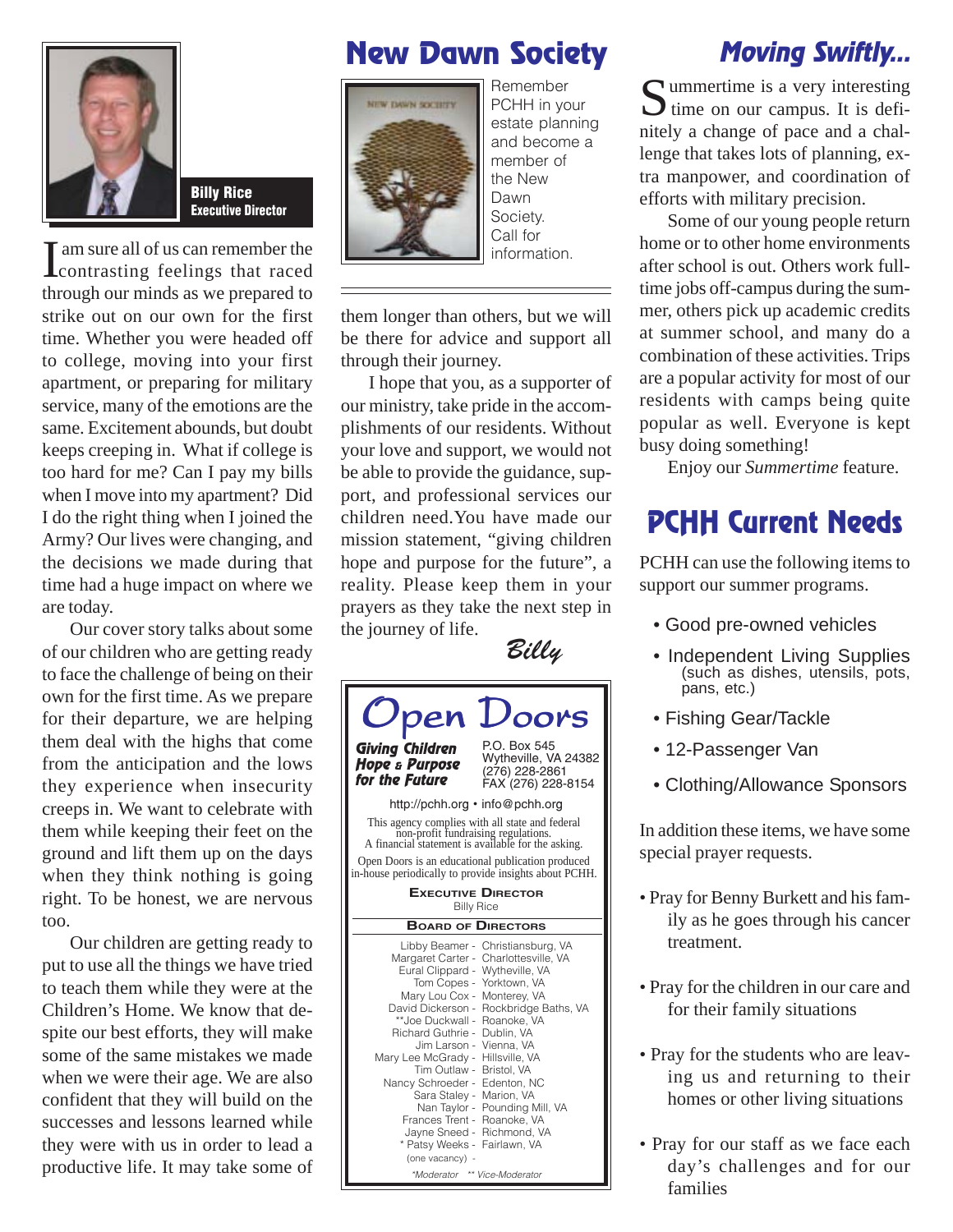**Billy Rice**
**Executive Director**

I am sure all of us can remember the contrasting feelings that raced through our minds as we prepared to strike out on our own for the first time. Whether you were headed off to college, moving into your first apartment, or preparing for military service, many of the emotions are the same. Excitement abounds, but doubt keeps creeping in. What if college is too hard for me? Can I pay my bills when I move into my apartment? Did I do the right thing when I joined the Army? Our lives were changing, and the decisions we made during that time had a huge impact on where we are today.

Our cover story talks about some of our children who are getting ready to face the challenge of being on their own for the first time. As we prepare for their departure, we are helping them deal with the highs that come from the anticipation and the lows they experience when insecurity creeps in. We want to celebrate with them while keeping their feet on the ground and lift them up on the days when they think nothing is going right. To be honest, we are nervous too.

Our children are getting ready to put to use all the things we have tried to teach them while they were at the Children's Home. We know that despite our best efforts, they will make some of the same mistakes we made when we were their age. We are also confident that they will build on the successes and lessons learned while they were with us in order to lead a productive life. It may take some of them longer than others, but we will be there for advice and support all through their journey.

I hope that you, as a supporter of our ministry, take pride in the accomplishments of our residents. Without your love and support, we would not be able to provide the guidance, support, and professional services our children need. You have made our mission statement, "giving children hope and purpose for the future", a reality. Please keep them in your prayers as they take the next step in the journey of life.

*Billy*

# New Dawn Society

Remember PCHH in your estate planning and become a member of the New Dawn Society. Call for information.

# Open Doors

**Giving Children Hope & Purpose for the Future**

P.O. Box 545
Wytheville, VA 24382
(276) 228-2861
FAX (276) 228-8154

http://pchh.org • info@pchh.org

This agency complies with all state and federal non-profit fundraising regulations. A financial statement is available for the asking.

Open Doors is an educational publication produced in-house periodically to provide insights about PCHH.

**EXECUTIVE DIRECTOR**
Billy Rice

**BOARD OF DIRECTORS**

Libby Beamer - Christiansburg, VA
Margaret Carter - Charlottesville, VA
Eural Clippard - Wytheville, VA
Tom Copes - Yorktown, VA
Mary Lou Cox - Monterey, VA
David Dickerson - Rockbridge Baths, VA
**Joe Duckwall - Roanoke, VA
Richard Guthrie - Dublin, VA
Jim Larson - Vienna, VA
Mary Lee McGrady - Hillsville, VA
Tim Outlaw - Bristol, VA
Nancy Schroeder - Edenton, NC
Sara Staley - Marion, VA
Nan Taylor - Pounding Mill, VA
Frances Trent - Roanoke, VA
Jayne Sneed - Richmond, VA
* Patsy Weeks - Fairlawn, VA
(one vacancy) -

*\*Moderator \*\* Vice-Moderator*

# Moving Swiftly...

Summertime is a very interesting time on our campus. It is definitely a change of pace and a challenge that takes lots of planning, extra manpower, and coordination of efforts with military precision.

Some of our young people return home or to other home environments after school is out. Others work full-time jobs off-campus during the summer, others pick up academic credits at summer school, and many do a combination of these activities. Trips are a popular activity for most of our residents with camps being quite popular as well. Everyone is kept busy doing something!

Enjoy our *Summertime* feature.

# PCHH Current Needs

PCHH can use the following items to support our summer programs.

- Good pre-owned vehicles
- Independent Living Supplies (such as dishes, utensils, pots, pans, etc.)
- Fishing Gear/Tackle
- 12-Passenger Van
- Clothing/Allowance Sponsors

In addition these items, we have some special prayer requests.

- Pray for Benny Burkett and his family as he goes through his cancer treatment.
- Pray for the children in our care and for their family situations
- Pray for the students who are leaving us and returning to their homes or other living situations
- Pray for our staff as we face each day's challenges and for our families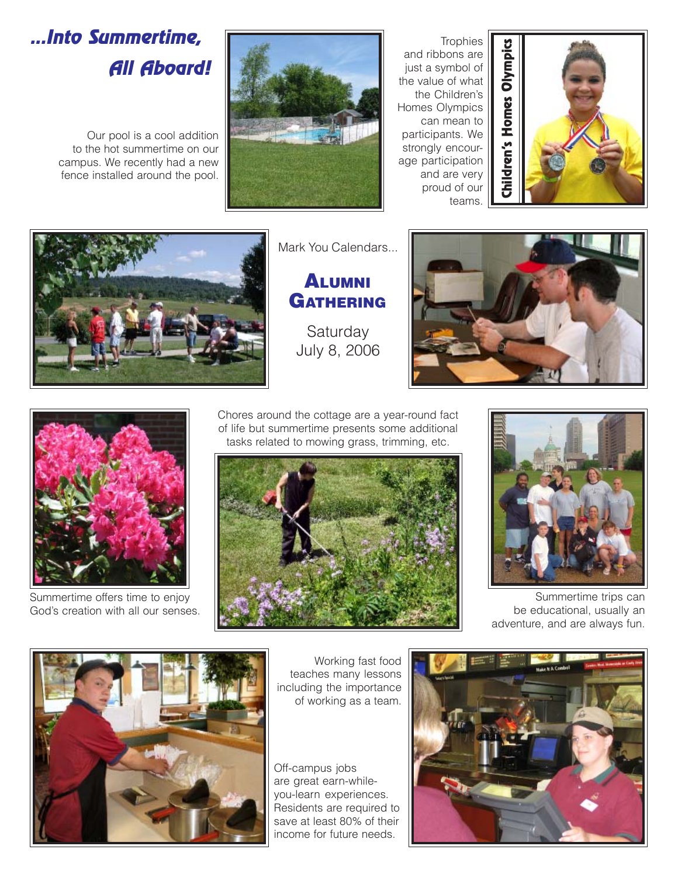# ...Into Summertime, All Aboard!

Our pool is a cool addition to the hot summertime on our campus. We recently had a new fence installed around the pool.

**Children's Homes Olympics**

Trophies and ribbons are just a symbol of the value of what the Children's Homes Olympics can mean to participants. We strongly encourage participation and are very proud of our teams.

Mark You Calendars...

## Alumni Gathering

Saturday
July 8, 2006

Summertime offers time to enjoy God's creation with all our senses.

Chores around the cottage are a year-round fact of life but summertime presents some additional tasks related to mowing grass, trimming, etc.

Summertime trips can be educational, usually an adventure, and are always fun.

Working fast food teaches many lessons including the importance of working as a team.

Off-campus jobs are great earn-while-you-learn experiences. Residents are required to save at least 80% of their income for future needs.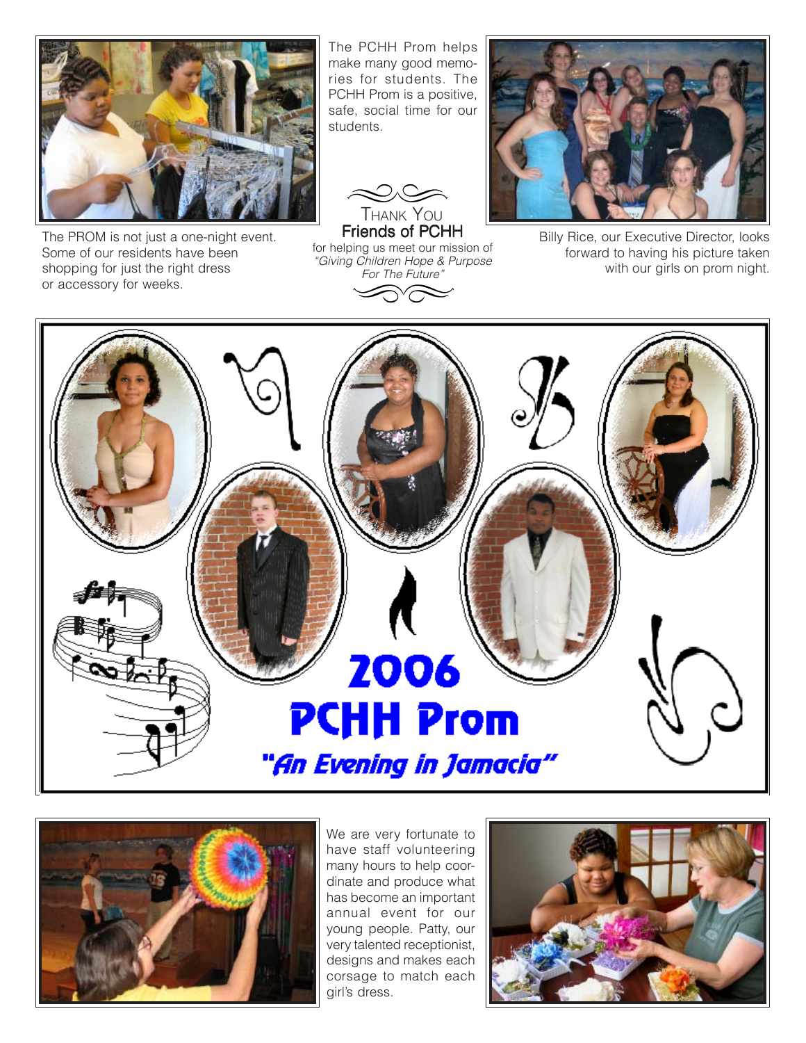The PROM is not just a one-night event. Some of our residents have been shopping for just the right dress or accessory for weeks.

The PCHH Prom helps make many good memories for students. The PCHH Prom is a positive, safe, social time for our students.

THANK YOU
**Friends of PCHH**
for helping us meet our mission of
*"Giving Children Hope & Purpose For The Future"*

Billy Rice, our Executive Director, looks forward to having his picture taken with our girls on prom night.

# 2006 PCHH Prom

## *"An Evening in Jamacia"*

We are very fortunate to have staff volunteering many hours to help coordinate and produce what has become an important annual event for our young people. Patty, our very talented receptionist, designs and makes each corsage to match each girl's dress.